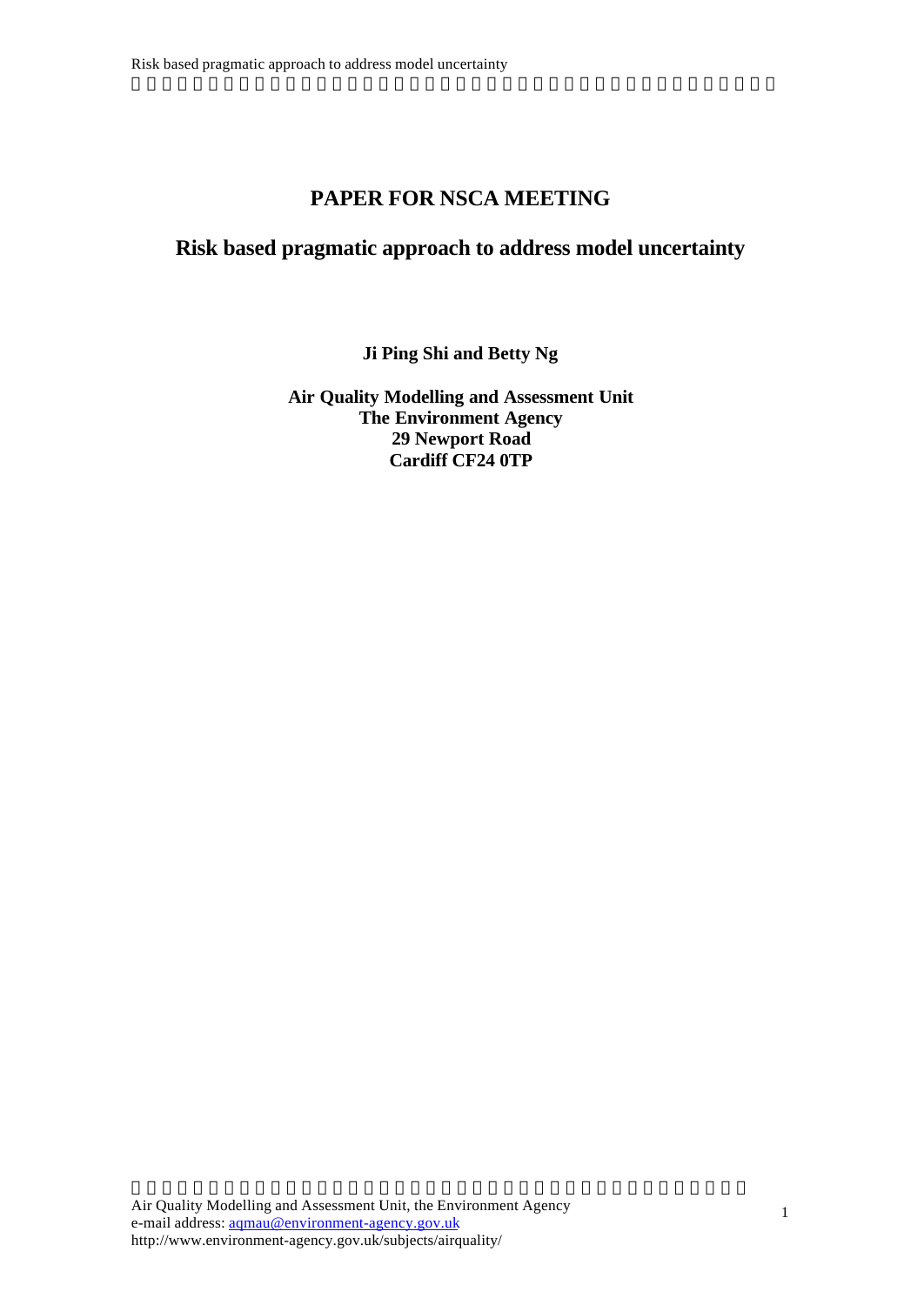# PAPER FOR NSCA MEETING

## Risk based pragmatic approach to address model uncertainty

**Ji Ping Shi and Betty Ng**

**Air Quality Modelling and Assessment Unit**
**The Environment Agency**
**29 Newport Road**
**Cardiff CF24 0TP**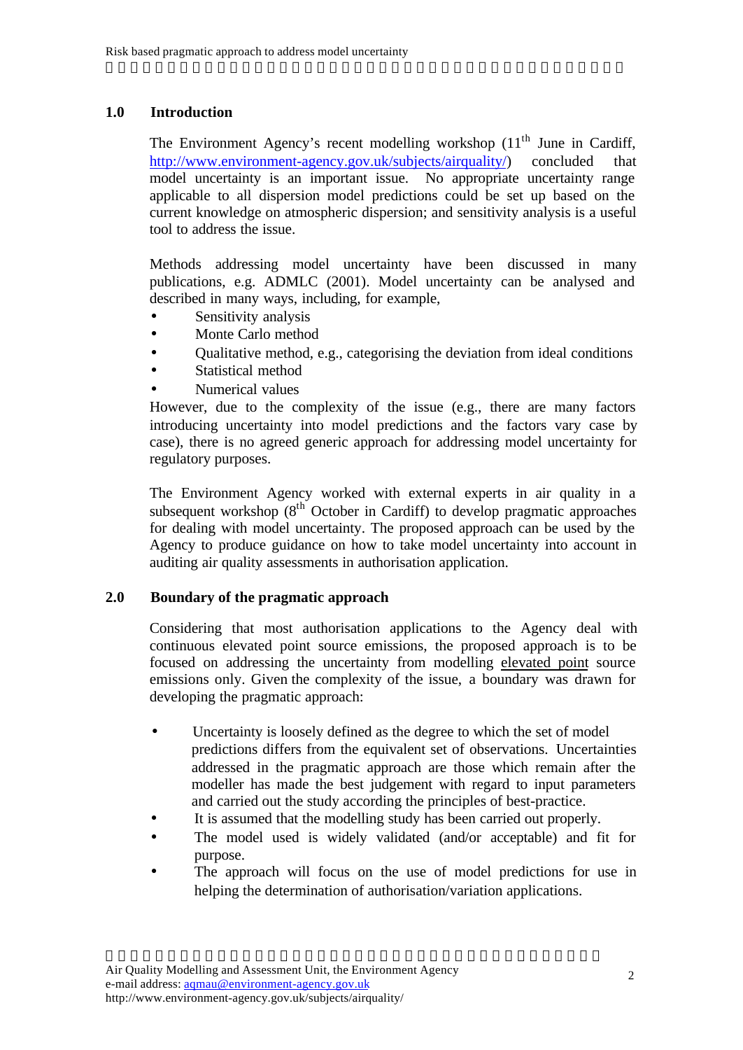## 1.0 Introduction

The Environment Agency's recent modelling workshop (11th June in Cardiff, http://www.environment-agency.gov.uk/subjects/airquality/) concluded that model uncertainty is an important issue. No appropriate uncertainty range applicable to all dispersion model predictions could be set up based on the current knowledge on atmospheric dispersion; and sensitivity analysis is a useful tool to address the issue.

Methods addressing model uncertainty have been discussed in many publications, e.g. ADMLC (2001). Model uncertainty can be analysed and described in many ways, including, for example,

- Sensitivity analysis
- Monte Carlo method
- Qualitative method, e.g., categorising the deviation from ideal conditions
- Statistical method
- Numerical values

However, due to the complexity of the issue (e.g., there are many factors introducing uncertainty into model predictions and the factors vary case by case), there is no agreed generic approach for addressing model uncertainty for regulatory purposes.

The Environment Agency worked with external experts in air quality in a subsequent workshop (8th October in Cardiff) to develop pragmatic approaches for dealing with model uncertainty. The proposed approach can be used by the Agency to produce guidance on how to take model uncertainty into account in auditing air quality assessments in authorisation application.

## 2.0 Boundary of the pragmatic approach

Considering that most authorisation applications to the Agency deal with continuous elevated point source emissions, the proposed approach is to be focused on addressing the uncertainty from modelling elevated point source emissions only. Given the complexity of the issue, a boundary was drawn for developing the pragmatic approach:

- Uncertainty is loosely defined as the degree to which the set of model predictions differs from the equivalent set of observations. Uncertainties addressed in the pragmatic approach are those which remain after the modeller has made the best judgement with regard to input parameters and carried out the study according the principles of best-practice.
- It is assumed that the modelling study has been carried out properly.
- The model used is widely validated (and/or acceptable) and fit for purpose.
- The approach will focus on the use of model predictions for use in helping the determination of authorisation/variation applications.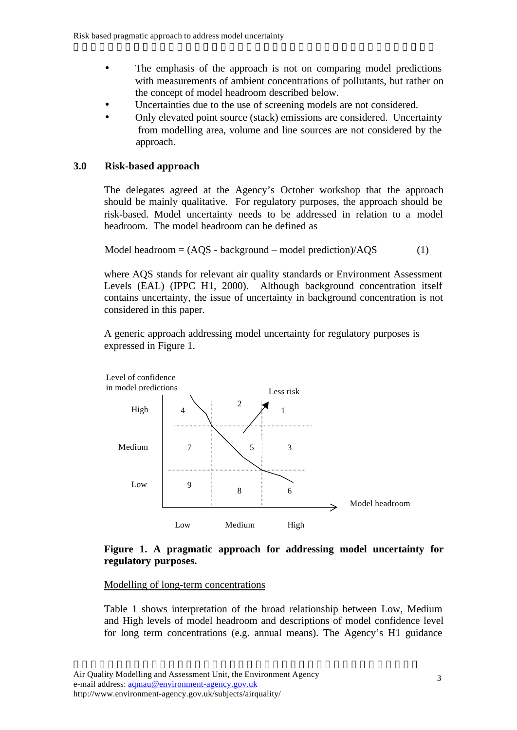- The emphasis of the approach is not on comparing model predictions with measurements of ambient concentrations of pollutants, but rather on the concept of model headroom described below.
- Uncertainties due to the use of screening models are not considered.
- Only elevated point source (stack) emissions are considered. Uncertainty from modelling area, volume and line sources are not considered by the approach.

## 3.0 Risk-based approach

The delegates agreed at the Agency's October workshop that the approach should be mainly qualitative. For regulatory purposes, the approach should be risk-based. Model uncertainty needs to be addressed in relation to a model headroom. The model headroom can be defined as

$$\text{Model headroom} = (\text{AQS} - \text{background} - \text{model prediction})/\text{AQS} \qquad (1)$$

where AQS stands for relevant air quality standards or Environment Assessment Levels (EAL) (IPPC H1, 2000). Although background concentration itself contains uncertainty, the issue of uncertainty in background concentration is not considered in this paper.

A generic approach addressing model uncertainty for regulatory purposes is expressed in Figure 1.

**Figure 1. A pragmatic approach for addressing model uncertainty for regulatory purposes.**

Modelling of long-term concentrations

Table 1 shows interpretation of the broad relationship between Low, Medium and High levels of model headroom and descriptions of model confidence level for long term concentrations (e.g. annual means). The Agency's H1 guidance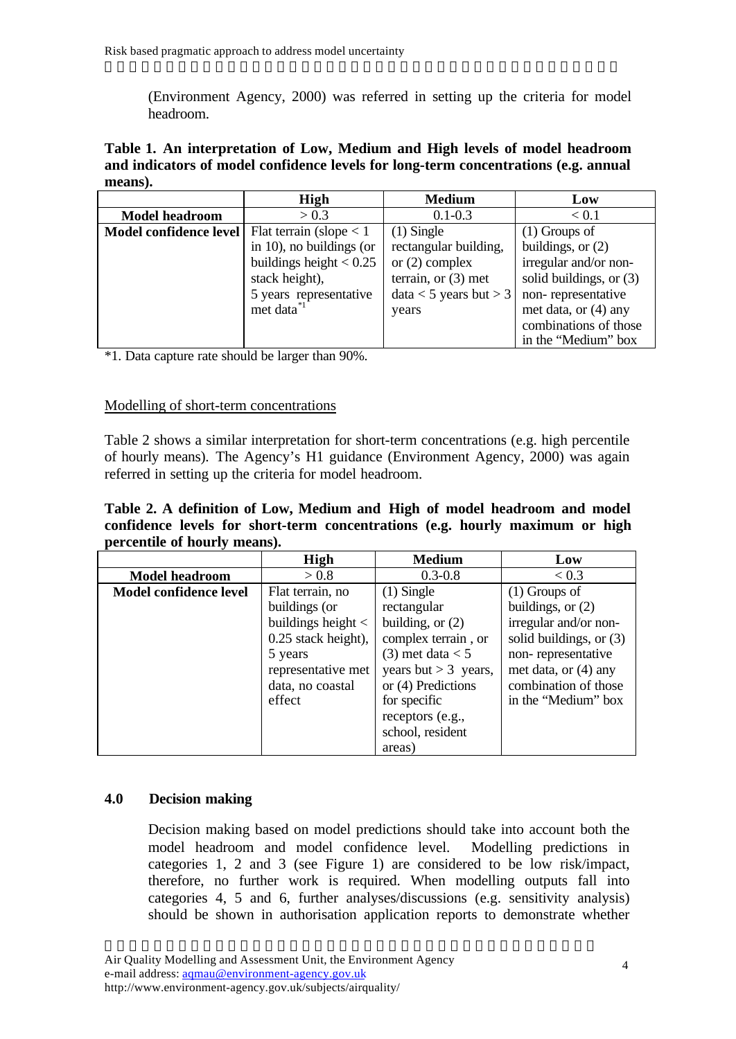(Environment Agency, 2000) was referred in setting up the criteria for model headroom.

**Table 1. An interpretation of Low, Medium and High levels of model headroom and indicators of model confidence levels for long-term concentrations (e.g. annual means).**

| | High | Medium | Low |
|---|---|---|---|
| **Model headroom** | > 0.3 | 0.1-0.3 | < 0.1 |
| **Model confidence level** | Flat terrain (slope < 1 in 10), no buildings (or buildings height < 0.25 stack height), 5 years representative met data*1 | (1) Single rectangular building, or (2) complex terrain, or (3) met data < 5 years but > 3 years | (1) Groups of buildings, or (2) irregular and/or non-solid buildings, or (3) non- representative met data, or (4) any combinations of those in the "Medium" box |

*1. Data capture rate should be larger than 90%.

## Modelling of short-term concentrations

Table 2 shows a similar interpretation for short-term concentrations (e.g. high percentile of hourly means). The Agency's H1 guidance (Environment Agency, 2000) was again referred in setting up the criteria for model headroom.

**Table 2. A definition of Low, Medium and High of model headroom and model confidence levels for short-term concentrations (e.g. hourly maximum or high percentile of hourly means).**

| | High | Medium | Low |
|---|---|---|---|
| **Model headroom** | > 0.8 | 0.3-0.8 | < 0.3 |
| **Model confidence level** | Flat terrain, no buildings (or buildings height < 0.25 stack height), 5 years representative met data, no coastal effect | (1) Single rectangular building, or (2) complex terrain , or (3) met data < 5 years but > 3 years, or (4) Predictions for specific receptors (e.g., school, resident areas) | (1) Groups of buildings, or (2) irregular and/or non-solid buildings, or (3) non- representative met data, or (4) any combination of those in the "Medium" box |

## 4.0 Decision making

Decision making based on model predictions should take into account both the model headroom and model confidence level. Modelling predictions in categories 1, 2 and 3 (see Figure 1) are considered to be low risk/impact, therefore, no further work is required. When modelling outputs fall into categories 4, 5 and 6, further analyses/discussions (e.g. sensitivity analysis) should be shown in authorisation application reports to demonstrate whether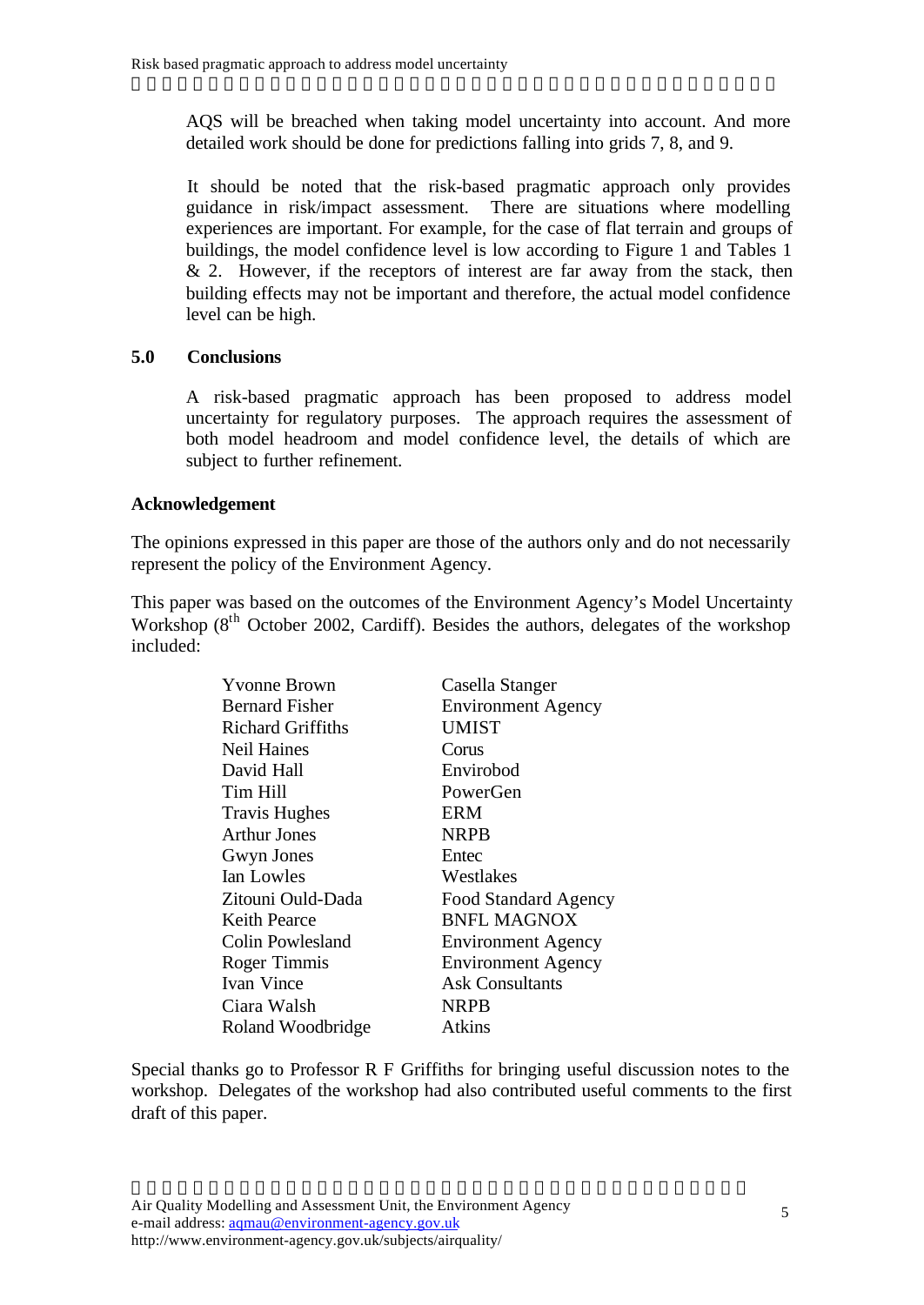AQS will be breached when taking model uncertainty into account. And more detailed work should be done for predictions falling into grids 7, 8, and 9.

It should be noted that the risk-based pragmatic approach only provides guidance in risk/impact assessment. There are situations where modelling experiences are important. For example, for the case of flat terrain and groups of buildings, the model confidence level is low according to Figure 1 and Tables 1 & 2. However, if the receptors of interest are far away from the stack, then building effects may not be important and therefore, the actual model confidence level can be high.

## 5.0 Conclusions

A risk-based pragmatic approach has been proposed to address model uncertainty for regulatory purposes. The approach requires the assessment of both model headroom and model confidence level, the details of which are subject to further refinement.

## Acknowledgement

The opinions expressed in this paper are those of the authors only and do not necessarily represent the policy of the Environment Agency.

This paper was based on the outcomes of the Environment Agency's Model Uncertainty Workshop (8th October 2002, Cardiff). Besides the authors, delegates of the workshop included:

| | |
|---|---|
| Yvonne Brown | Casella Stanger |
| Bernard Fisher | Environment Agency |
| Richard Griffiths | UMIST |
| Neil Haines | Corus |
| David Hall | Envirobod |
| Tim Hill | PowerGen |
| Travis Hughes | ERM |
| Arthur Jones | NRPB |
| Gwyn Jones | Entec |
| Ian Lowles | Westlakes |
| Zitouni Ould-Dada | Food Standard Agency |
| Keith Pearce | BNFL MAGNOX |
| Colin Powlesland | Environment Agency |
| Roger Timmis | Environment Agency |
| Ivan Vince | Ask Consultants |
| Ciara Walsh | NRPB |
| Roland Woodbridge | Atkins |

Special thanks go to Professor R F Griffiths for bringing useful discussion notes to the workshop. Delegates of the workshop had also contributed useful comments to the first draft of this paper.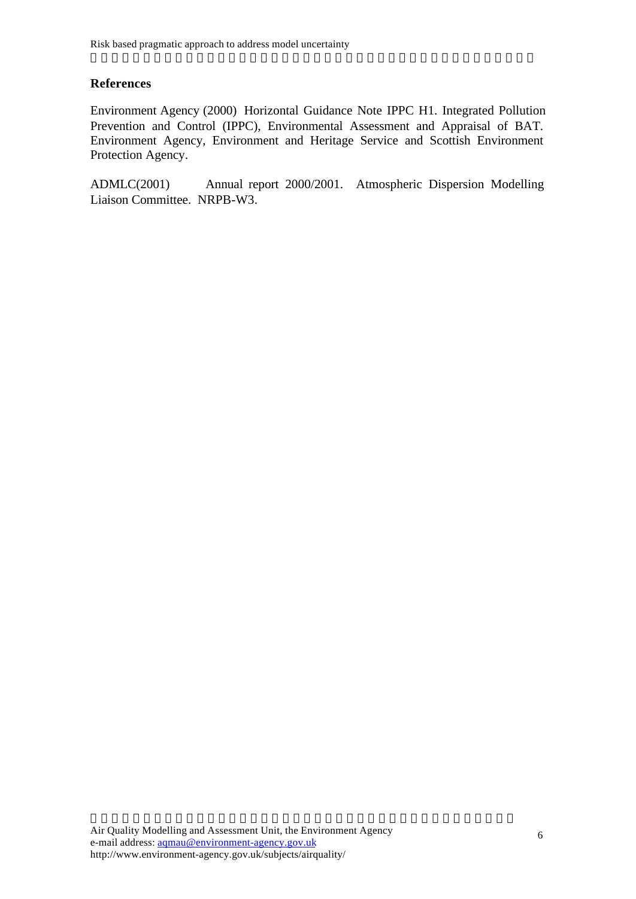## References

Environment Agency (2000) Horizontal Guidance Note IPPC H1. Integrated Pollution Prevention and Control (IPPC), Environmental Assessment and Appraisal of BAT. Environment Agency, Environment and Heritage Service and Scottish Environment Protection Agency.

ADMLC(2001) Annual report 2000/2001. Atmospheric Dispersion Modelling Liaison Committee. NRPB-W3.